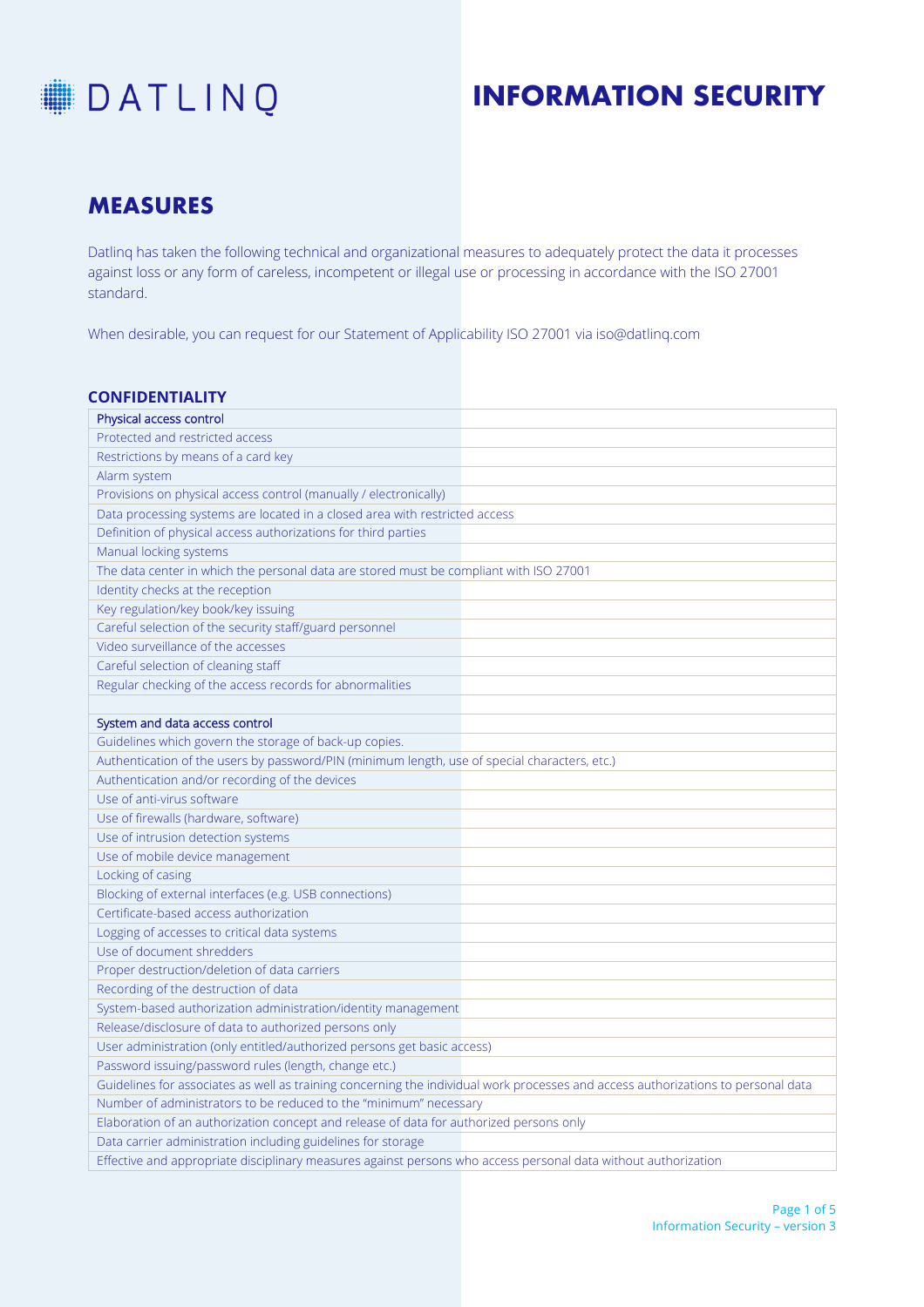DATLINQ

# INFORMATION SECURITY

## MEASURES

Datlinq has taken the following technical and organizational measures to adequately protect the data it processes against loss or any form of careless, incompetent or illegal use or processing in accordance with the ISO 27001 standard.

When desirable, you can request for our Statement of Applicability ISO 27001 via iso@datlinq.com

### CONFIDENTIALITY

| Physical access control |
|---|
| Protected and restricted access |
| Restrictions by means of a card key |
| Alarm system |
| Provisions on physical access control (manually / electronically) |
| Data processing systems are located in a closed area with restricted access |
| Definition of physical access authorizations for third parties |
| Manual locking systems |
| The data center in which the personal data are stored must be compliant with ISO 27001 |
| Identity checks at the reception |
| Key regulation/key book/key issuing |
| Careful selection of the security staff/guard personnel |
| Video surveillance of the accesses |
| Careful selection of cleaning staff |
| Regular checking of the access records for abnormalities |
| |
| System and data access control |
| Guidelines which govern the storage of back-up copies. |
| Authentication of the users by password/PIN (minimum length, use of special characters, etc.) |
| Authentication and/or recording of the devices |
| Use of anti-virus software |
| Use of firewalls (hardware, software) |
| Use of intrusion detection systems |
| Use of mobile device management |
| Locking of casing |
| Blocking of external interfaces (e.g. USB connections) |
| Certificate-based access authorization |
| Logging of accesses to critical data systems |
| Use of document shredders |
| Proper destruction/deletion of data carriers |
| Recording of the destruction of data |
| System-based authorization administration/identity management |
| Release/disclosure of data to authorized persons only |
| User administration (only entitled/authorized persons get basic access) |
| Password issuing/password rules (length, change etc.) |
| Guidelines for associates as well as training concerning the individual work processes and access authorizations to personal data |
| Number of administrators to be reduced to the "minimum" necessary |
| Elaboration of an authorization concept and release of data for authorized persons only |
| Data carrier administration including guidelines for storage |
| Effective and appropriate disciplinary measures against persons who access personal data without authorization |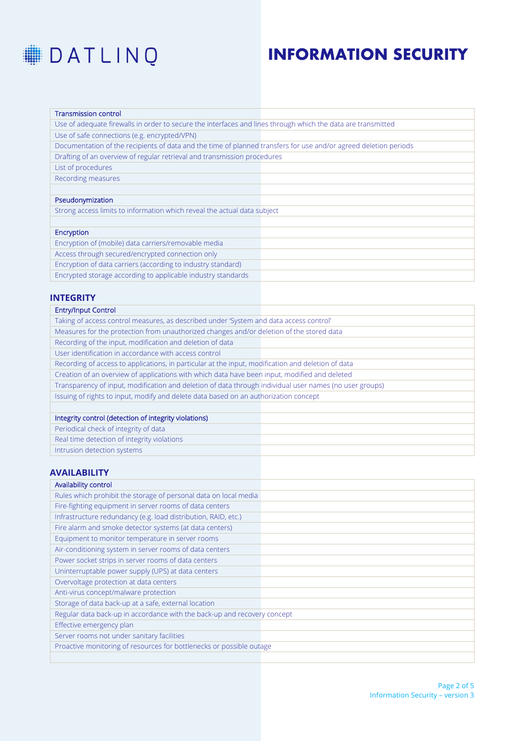# INFORMATION SECURITY

| Transmission control |
|---|
| Use of adequate firewalls in order to secure the interfaces and lines through which the data are transmitted |
| Use of safe connections (e.g. encrypted/VPN) |
| Documentation of the recipients of data and the time of planned transfers for use and/or agreed deletion periods |
| Drafting of an overview of regular retrieval and transmission procedures |
| List of procedures |
| Recording measures |
| |
| **Pseudonymization** |
| Strong access limits to information which reveal the actual data subject |
| |
| **Encryption** |
| Encryption of (mobile) data carriers/removable media |
| Access through secured/encrypted connection only |
| Encryption of data carriers (according to industry standard) |
| Encrypted storage according to applicable industry standards |

## INTEGRITY

| Entry/Input Control |
|---|
| Taking of access control measures, as described under 'System and data access control' |
| Measures for the protection from unauthorized changes and/or deletion of the stored data |
| Recording of the input, modification and deletion of data |
| User identification in accordance with access control |
| Recording of access to applications, in particular at the input, modification and deletion of data |
| Creation of an overview of applications with which data have been input, modified and deleted |
| Transparency of input, modification and deletion of data through individual user names (no user groups) |
| Issuing of rights to input, modify and delete data based on an authorization concept |
| |
| **Integrity control (detection of integrity violations)** |
| Periodical check of integrity of data |
| Real time detection of integrity violations |
| Intrusion detection systems |

## AVAILABILITY

| Availability control |
|---|
| Rules which prohibit the storage of personal data on local media |
| Fire-fighting equipment in server rooms of data centers |
| Infrastructure redundancy (e.g. load distribution, RAID, etc.) |
| Fire alarm and smoke detector systems (at data centers) |
| Equipment to monitor temperature in server rooms |
| Air-conditioning system in server rooms of data centers |
| Power socket strips in server rooms of data centers |
| Uninterruptable power supply (UPS) at data centers |
| Overvoltage protection at data centers |
| Anti-virus concept/malware protection |
| Storage of data back-up at a safe, external location |
| Regular data back-up in accordance with the back-up and recovery concept |
| Effective emergency plan |
| Server rooms not under sanitary facilities |
| Proactive monitoring of resources for bottlenecks or possible outage |
| |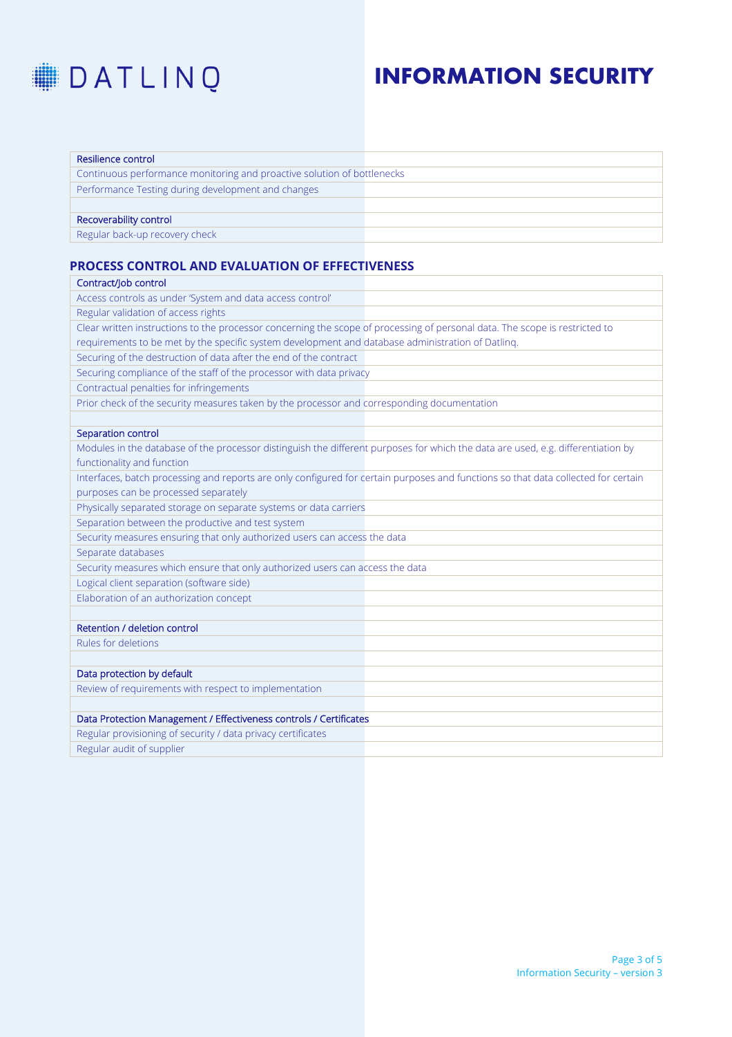# DATLINQ

# INFORMATION SECURITY

| Resilience control |
| --- |
| Continuous performance monitoring and proactive solution of bottlenecks |
| Performance Testing during development and changes |
| |
| **Recoverability control** |
| Regular back-up recovery check |

## PROCESS CONTROL AND EVALUATION OF EFFECTIVENESS

| Contract/Job control |
| --- |
| Access controls as under 'System and data access control' |
| Regular validation of access rights |
| Clear written instructions to the processor concerning the scope of processing of personal data. The scope is restricted to requirements to be met by the specific system development and database administration of Datlinq. |
| Securing of the destruction of data after the end of the contract |
| Securing compliance of the staff of the processor with data privacy |
| Contractual penalties for infringements |
| Prior check of the security measures taken by the processor and corresponding documentation |
| |
| **Separation control** |
| Modules in the database of the processor distinguish the different purposes for which the data are used, e.g. differentiation by functionality and function |
| Interfaces, batch processing and reports are only configured for certain purposes and functions so that data collected for certain purposes can be processed separately |
| Physically separated storage on separate systems or data carriers |
| Separation between the productive and test system |
| Security measures ensuring that only authorized users can access the data |
| Separate databases |
| Security measures which ensure that only authorized users can access the data |
| Logical client separation (software side) |
| Elaboration of an authorization concept |
| |
| **Retention / deletion control** |
| Rules for deletions |
| |
| **Data protection by default** |
| Review of requirements with respect to implementation |
| |
| **Data Protection Management / Effectiveness controls / Certificates** |
| Regular provisioning of security / data privacy certificates |
| Regular audit of supplier |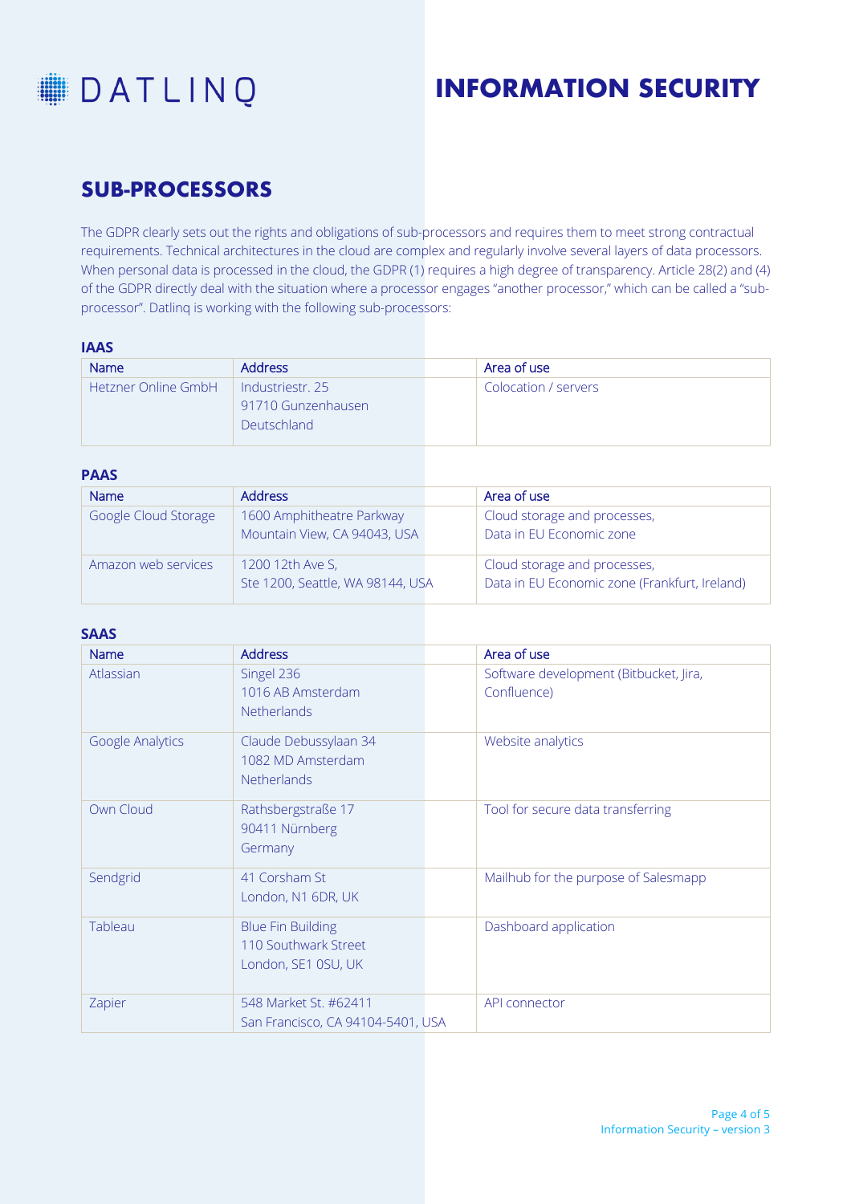DATLINQ

# INFORMATION SECURITY

## SUB-PROCESSORS

The GDPR clearly sets out the rights and obligations of sub-processors and requires them to meet strong contractual requirements. Technical architectures in the cloud are complex and regularly involve several layers of data processors. When personal data is processed in the cloud, the GDPR (1) requires a high degree of transparency. Article 28(2) and (4) of the GDPR directly deal with the situation where a processor engages "another processor," which can be called a "sub-processor". Datlinq is working with the following sub-processors:

### IAAS

| Name | Address | Area of use |
|---|---|---|
| Hetzner Online GmbH | Industriestr. 25<br>91710 Gunzenhausen<br>Deutschland | Colocation / servers |

### PAAS

| Name | Address | Area of use |
|---|---|---|
| Google Cloud Storage | 1600 Amphitheatre Parkway<br>Mountain View, CA 94043, USA | Cloud storage and processes,<br>Data in EU Economic zone |
| Amazon web services | 1200 12th Ave S,<br>Ste 1200, Seattle, WA 98144, USA | Cloud storage and processes,<br>Data in EU Economic zone (Frankfurt, Ireland) |

### SAAS

| Name | Address | Area of use |
|---|---|---|
| Atlassian | Singel 236<br>1016 AB Amsterdam<br>Netherlands | Software development (Bitbucket, Jira, Confluence) |
| Google Analytics | Claude Debussylaan 34<br>1082 MD Amsterdam<br>Netherlands | Website analytics |
| Own Cloud | Rathsbergstraße 17<br>90411 Nürnberg<br>Germany | Tool for secure data transferring |
| Sendgrid | 41 Corsham St<br>London, N1 6DR, UK | Mailhub for the purpose of Salesmapp |
| Tableau | Blue Fin Building<br>110 Southwark Street<br>London, SE1 0SU, UK | Dashboard application |
| Zapier | 548 Market St. #62411<br>San Francisco, CA 94104-5401, USA | API connector |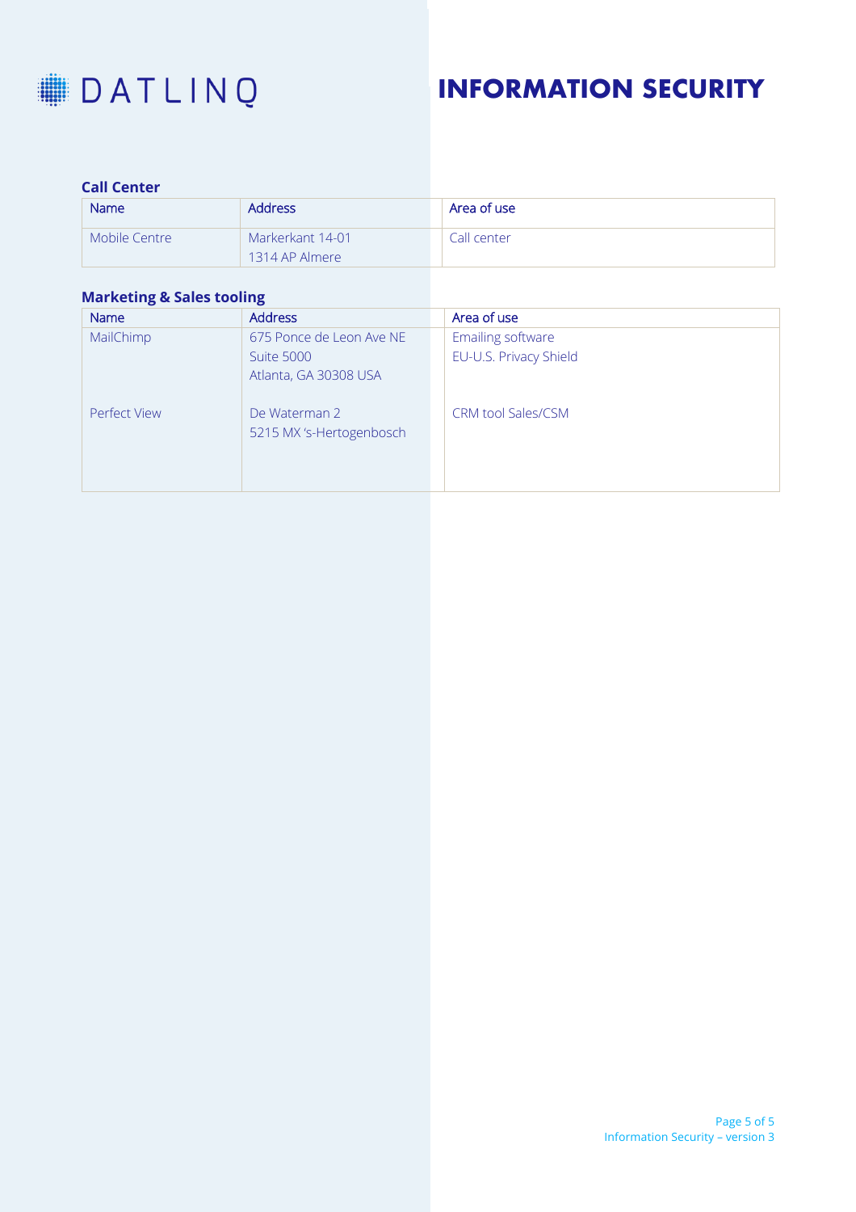DATLINQ

# INFORMATION SECURITY

### Call Center

| Name | Address | Area of use |
|---|---|---|
| Mobile Centre | Markerkant 14-01<br>1314 AP Almere | Call center |

### Marketing & Sales tooling

| Name | Address | Area of use |
|---|---|---|
| MailChimp | 675 Ponce de Leon Ave NE<br>Suite 5000<br>Atlanta, GA 30308 USA | Emailing software<br>EU-U.S. Privacy Shield |
| Perfect View | De Waterman 2<br>5215 MX 's-Hertogenbosch | CRM tool Sales/CSM |